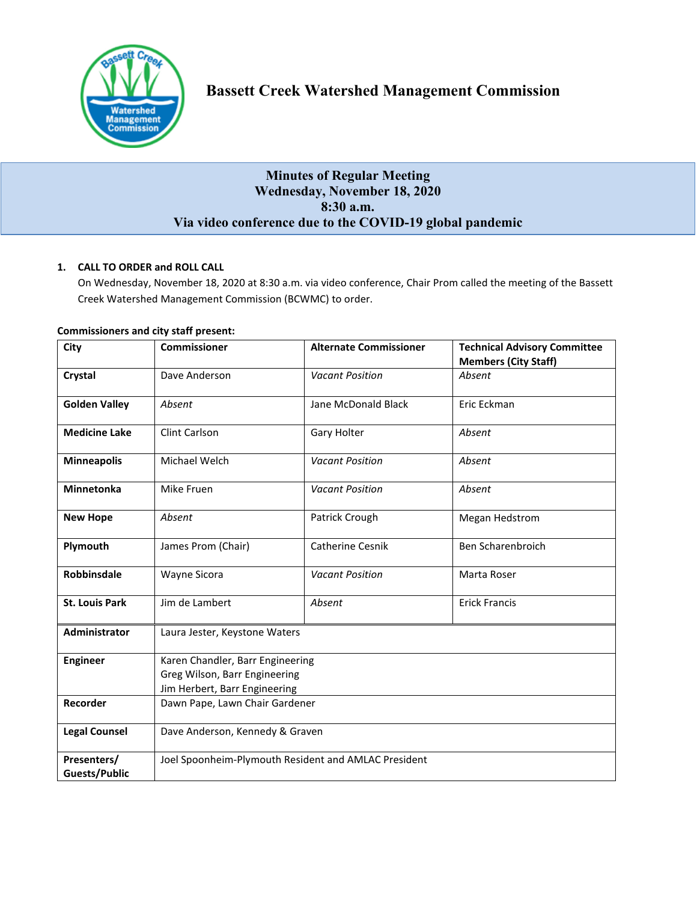# Bassett Creek Watershed Management Commission

## Minutes of Regular Meeting
## Wednesday, November 18, 2020
## 8:30 a.m.
## Via video conference due to the COVID-19 global pandemic

**1. CALL TO ORDER and ROLL CALL**

On Wednesday, November 18, 2020 at 8:30 a.m. via video conference, Chair Prom called the meeting of the Bassett Creek Watershed Management Commission (BCWMC) to order.

**Commissioners and city staff present:**

| City | Commissioner | Alternate Commissioner | Technical Advisory Committee Members (City Staff) |
|---|---|---|---|
| **Crystal** | Dave Anderson | *Vacant Position* | *Absent* |
| **Golden Valley** | *Absent* | Jane McDonald Black | Eric Eckman |
| **Medicine Lake** | Clint Carlson | Gary Holter | *Absent* |
| **Minneapolis** | Michael Welch | *Vacant Position* | *Absent* |
| **Minnetonka** | Mike Fruen | *Vacant Position* | *Absent* |
| **New Hope** | *Absent* | Patrick Crough | Megan Hedstrom |
| **Plymouth** | James Prom (Chair) | Catherine Cesnik | Ben Scharenbroich |
| **Robbinsdale** | Wayne Sicora | *Vacant Position* | Marta Roser |
| **St. Louis Park** | Jim de Lambert | *Absent* | Erick Francis |
| **Administrator** | Laura Jester, Keystone Waters | | |
| **Engineer** | Karen Chandler, Barr Engineering<br>Greg Wilson, Barr Engineering<br>Jim Herbert, Barr Engineering | | |
| **Recorder** | Dawn Pape, Lawn Chair Gardener | | |
| **Legal Counsel** | Dave Anderson, Kennedy & Graven | | |
| **Presenters/ Guests/Public** | Joel Spoonheim-Plymouth Resident and AMLAC President | | |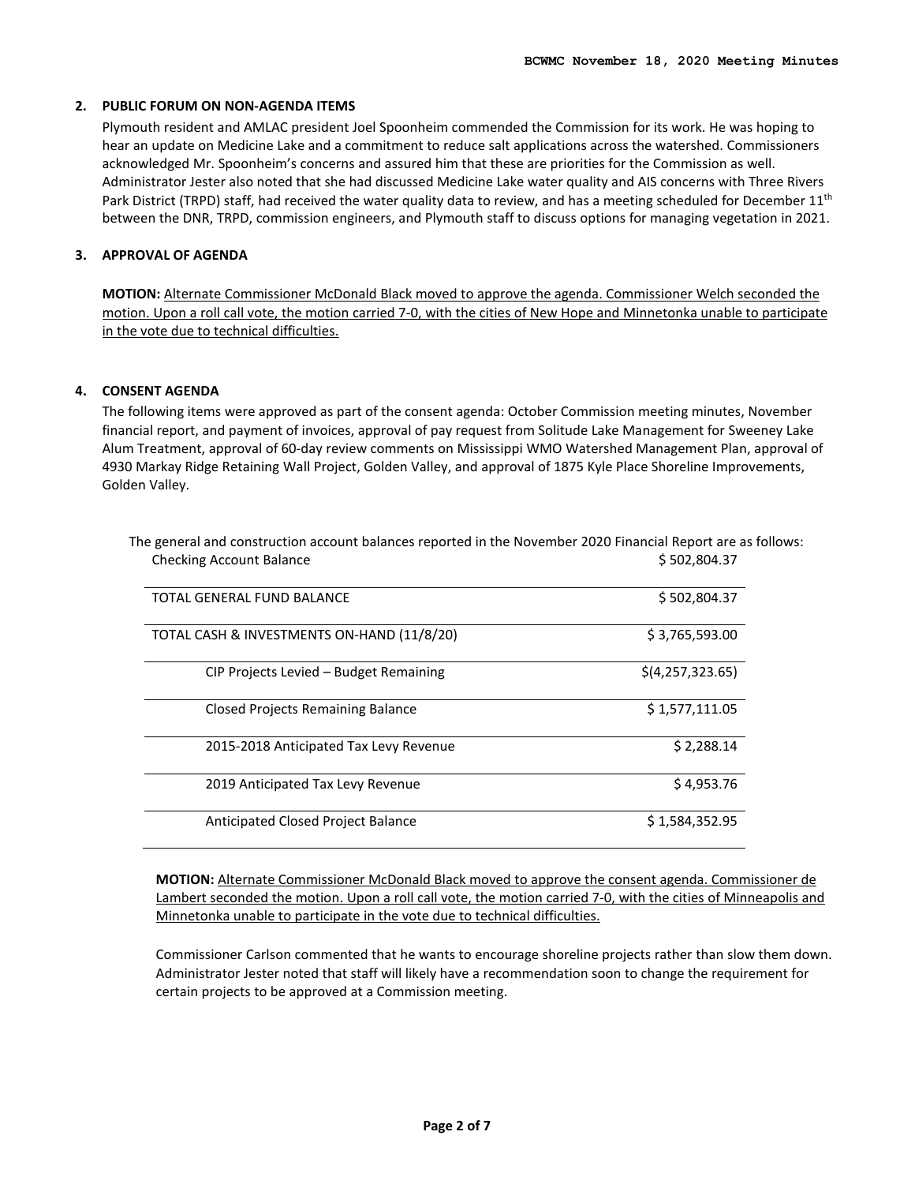### 2. PUBLIC FORUM ON NON-AGENDA ITEMS

Plymouth resident and AMLAC president Joel Spoonheim commended the Commission for its work. He was hoping to hear an update on Medicine Lake and a commitment to reduce salt applications across the watershed. Commissioners acknowledged Mr. Spoonheim's concerns and assured him that these are priorities for the Commission as well. Administrator Jester also noted that she had discussed Medicine Lake water quality and AIS concerns with Three Rivers Park District (TRPD) staff, had received the water quality data to review, and has a meeting scheduled for December 11th between the DNR, TRPD, commission engineers, and Plymouth staff to discuss options for managing vegetation in 2021.

### 3. APPROVAL OF AGENDA

**MOTION:** Alternate Commissioner McDonald Black moved to approve the agenda. Commissioner Welch seconded the motion. Upon a roll call vote, the motion carried 7-0, with the cities of New Hope and Minnetonka unable to participate in the vote due to technical difficulties.

### 4. CONSENT AGENDA

The following items were approved as part of the consent agenda: October Commission meeting minutes, November financial report, and payment of invoices, approval of pay request from Solitude Lake Management for Sweeney Lake Alum Treatment, approval of 60-day review comments on Mississippi WMO Watershed Management Plan, approval of 4930 Markay Ridge Retaining Wall Project, Golden Valley, and approval of 1875 Kyle Place Shoreline Improvements, Golden Valley.

The general and construction account balances reported in the November 2020 Financial Report are as follows:

| Checking Account Balance | $ 502,804.37 |
|---|---|
| TOTAL GENERAL FUND BALANCE | $ 502,804.37 |
| TOTAL CASH & INVESTMENTS ON-HAND (11/8/20) | $ 3,765,593.00 |
| CIP Projects Levied – Budget Remaining | $(4,257,323.65) |
| Closed Projects Remaining Balance | $ 1,577,111.05 |
| 2015-2018 Anticipated Tax Levy Revenue | $ 2,288.14 |
| 2019 Anticipated Tax Levy Revenue | $ 4,953.76 |
| Anticipated Closed Project Balance | $ 1,584,352.95 |

**MOTION:** Alternate Commissioner McDonald Black moved to approve the consent agenda. Commissioner de Lambert seconded the motion. Upon a roll call vote, the motion carried 7-0, with the cities of Minneapolis and Minnetonka unable to participate in the vote due to technical difficulties.

Commissioner Carlson commented that he wants to encourage shoreline projects rather than slow them down. Administrator Jester noted that staff will likely have a recommendation soon to change the requirement for certain projects to be approved at a Commission meeting.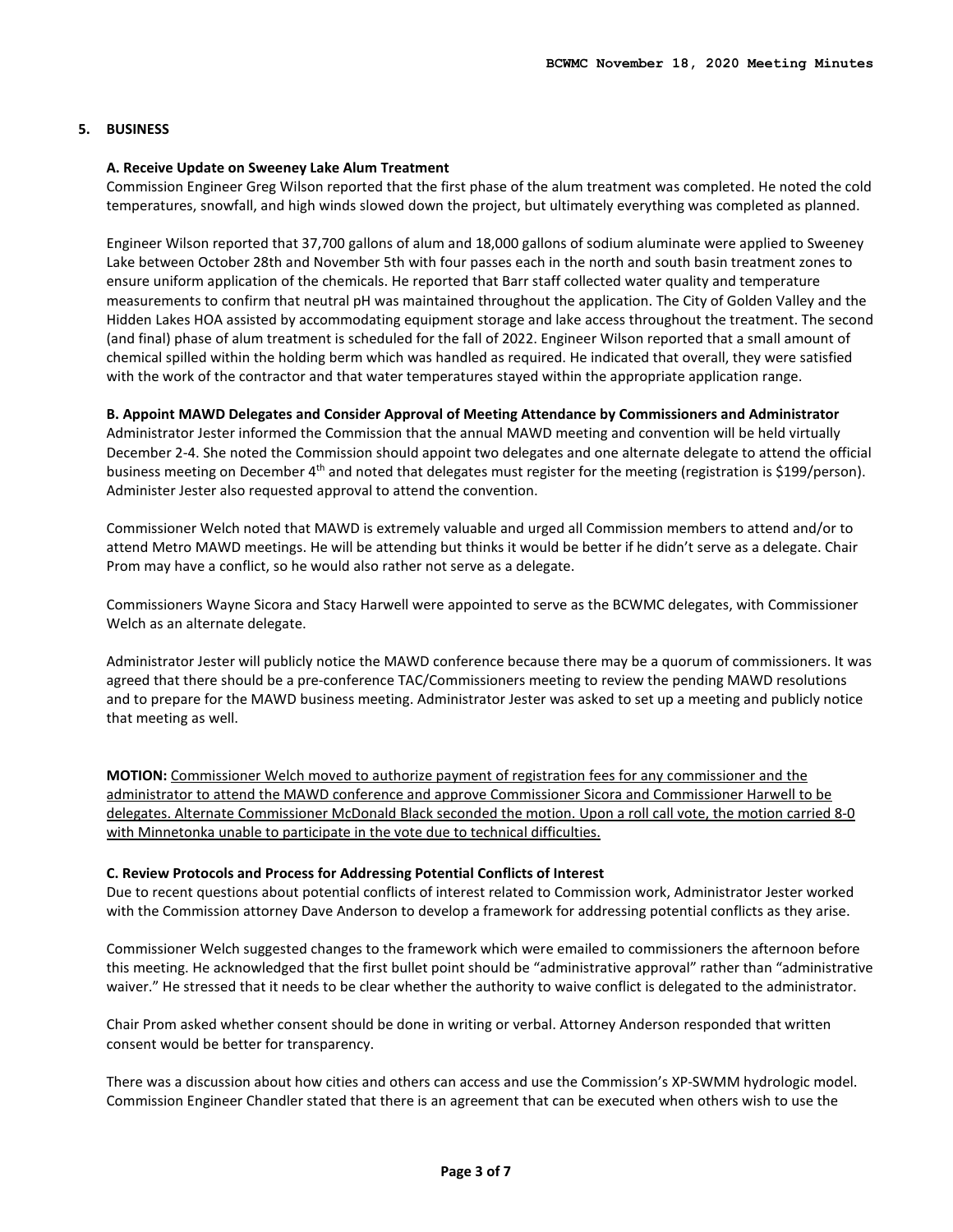## 5. BUSINESS

### A. Receive Update on Sweeney Lake Alum Treatment

Commission Engineer Greg Wilson reported that the first phase of the alum treatment was completed. He noted the cold temperatures, snowfall, and high winds slowed down the project, but ultimately everything was completed as planned.

Engineer Wilson reported that 37,700 gallons of alum and 18,000 gallons of sodium aluminate were applied to Sweeney Lake between October 28th and November 5th with four passes each in the north and south basin treatment zones to ensure uniform application of the chemicals. He reported that Barr staff collected water quality and temperature measurements to confirm that neutral pH was maintained throughout the application. The City of Golden Valley and the Hidden Lakes HOA assisted by accommodating equipment storage and lake access throughout the treatment. The second (and final) phase of alum treatment is scheduled for the fall of 2022. Engineer Wilson reported that a small amount of chemical spilled within the holding berm which was handled as required. He indicated that overall, they were satisfied with the work of the contractor and that water temperatures stayed within the appropriate application range.

### B. Appoint MAWD Delegates and Consider Approval of Meeting Attendance by Commissioners and Administrator

Administrator Jester informed the Commission that the annual MAWD meeting and convention will be held virtually December 2-4. She noted the Commission should appoint two delegates and one alternate delegate to attend the official business meeting on December 4th and noted that delegates must register for the meeting (registration is $199/person). Administer Jester also requested approval to attend the convention.

Commissioner Welch noted that MAWD is extremely valuable and urged all Commission members to attend and/or to attend Metro MAWD meetings. He will be attending but thinks it would be better if he didn't serve as a delegate. Chair Prom may have a conflict, so he would also rather not serve as a delegate.

Commissioners Wayne Sicora and Stacy Harwell were appointed to serve as the BCWMC delegates, with Commissioner Welch as an alternate delegate.

Administrator Jester will publicly notice the MAWD conference because there may be a quorum of commissioners. It was agreed that there should be a pre-conference TAC/Commissioners meeting to review the pending MAWD resolutions and to prepare for the MAWD business meeting. Administrator Jester was asked to set up a meeting and publicly notice that meeting as well.

**MOTION:** Commissioner Welch moved to authorize payment of registration fees for any commissioner and the administrator to attend the MAWD conference and approve Commissioner Sicora and Commissioner Harwell to be delegates. Alternate Commissioner McDonald Black seconded the motion. Upon a roll call vote, the motion carried 8-0 with Minnetonka unable to participate in the vote due to technical difficulties.

### C. Review Protocols and Process for Addressing Potential Conflicts of Interest

Due to recent questions about potential conflicts of interest related to Commission work, Administrator Jester worked with the Commission attorney Dave Anderson to develop a framework for addressing potential conflicts as they arise.

Commissioner Welch suggested changes to the framework which were emailed to commissioners the afternoon before this meeting. He acknowledged that the first bullet point should be "administrative approval" rather than "administrative waiver." He stressed that it needs to be clear whether the authority to waive conflict is delegated to the administrator.

Chair Prom asked whether consent should be done in writing or verbal. Attorney Anderson responded that written consent would be better for transparency.

There was a discussion about how cities and others can access and use the Commission's XP-SWMM hydrologic model. Commission Engineer Chandler stated that there is an agreement that can be executed when others wish to use the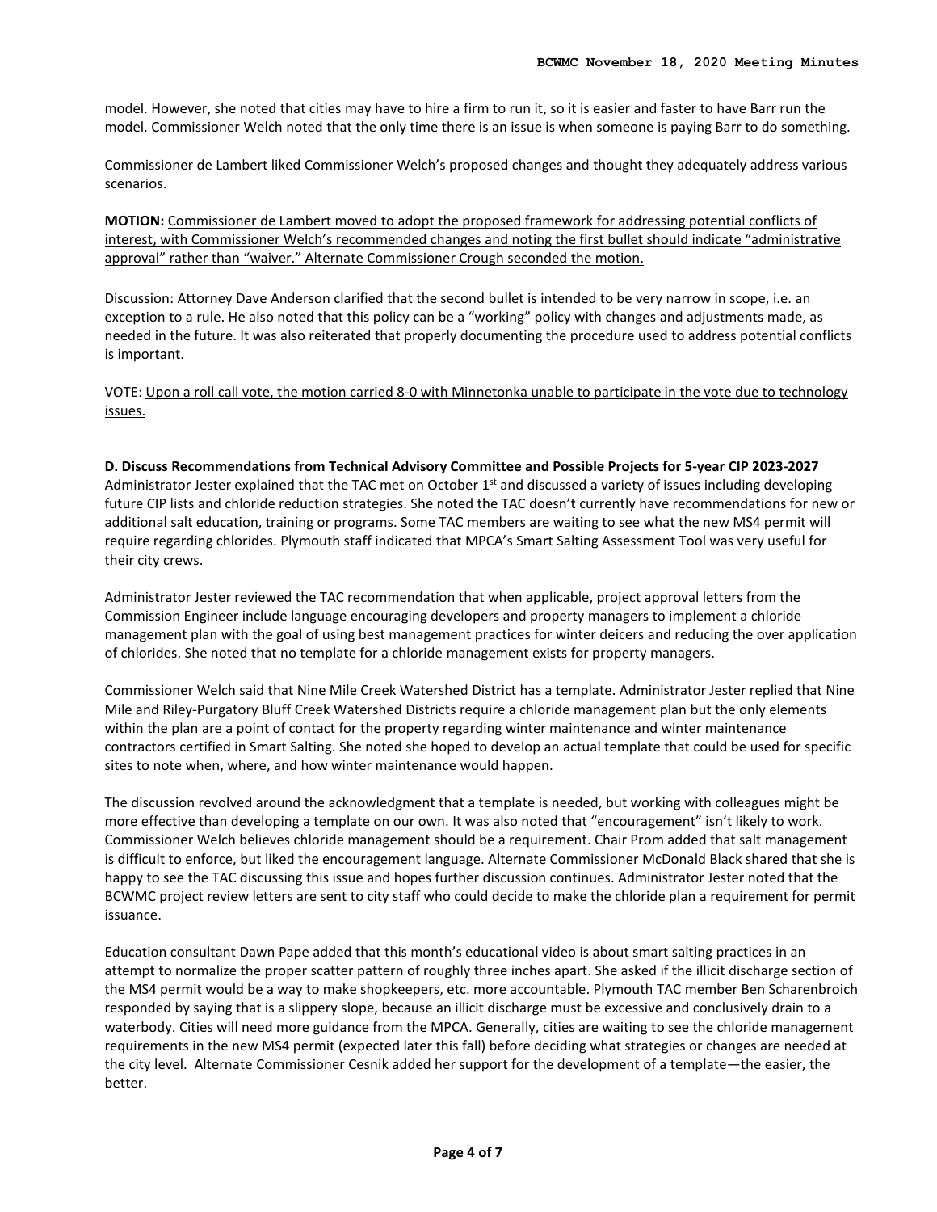model. However, she noted that cities may have to hire a firm to run it, so it is easier and faster to have Barr run the model. Commissioner Welch noted that the only time there is an issue is when someone is paying Barr to do something.

Commissioner de Lambert liked Commissioner Welch's proposed changes and thought they adequately address various scenarios.

**MOTION:** Commissioner de Lambert moved to adopt the proposed framework for addressing potential conflicts of interest, with Commissioner Welch's recommended changes and noting the first bullet should indicate "administrative approval" rather than "waiver." Alternate Commissioner Crough seconded the motion.

Discussion: Attorney Dave Anderson clarified that the second bullet is intended to be very narrow in scope, i.e. an exception to a rule. He also noted that this policy can be a "working" policy with changes and adjustments made, as needed in the future. It was also reiterated that properly documenting the procedure used to address potential conflicts is important.

VOTE: Upon a roll call vote, the motion carried 8-0 with Minnetonka unable to participate in the vote due to technology issues.

**D. Discuss Recommendations from Technical Advisory Committee and Possible Projects for 5-year CIP 2023-2027**

Administrator Jester explained that the TAC met on October 1st and discussed a variety of issues including developing future CIP lists and chloride reduction strategies. She noted the TAC doesn't currently have recommendations for new or additional salt education, training or programs. Some TAC members are waiting to see what the new MS4 permit will require regarding chlorides. Plymouth staff indicated that MPCA's Smart Salting Assessment Tool was very useful for their city crews.

Administrator Jester reviewed the TAC recommendation that when applicable, project approval letters from the Commission Engineer include language encouraging developers and property managers to implement a chloride management plan with the goal of using best management practices for winter deicers and reducing the over application of chlorides. She noted that no template for a chloride management exists for property managers.

Commissioner Welch said that Nine Mile Creek Watershed District has a template. Administrator Jester replied that Nine Mile and Riley-Purgatory Bluff Creek Watershed Districts require a chloride management plan but the only elements within the plan are a point of contact for the property regarding winter maintenance and winter maintenance contractors certified in Smart Salting. She noted she hoped to develop an actual template that could be used for specific sites to note when, where, and how winter maintenance would happen.

The discussion revolved around the acknowledgment that a template is needed, but working with colleagues might be more effective than developing a template on our own. It was also noted that "encouragement" isn't likely to work. Commissioner Welch believes chloride management should be a requirement. Chair Prom added that salt management is difficult to enforce, but liked the encouragement language. Alternate Commissioner McDonald Black shared that she is happy to see the TAC discussing this issue and hopes further discussion continues. Administrator Jester noted that the BCWMC project review letters are sent to city staff who could decide to make the chloride plan a requirement for permit issuance.

Education consultant Dawn Pape added that this month's educational video is about smart salting practices in an attempt to normalize the proper scatter pattern of roughly three inches apart. She asked if the illicit discharge section of the MS4 permit would be a way to make shopkeepers, etc. more accountable. Plymouth TAC member Ben Scharenbroich responded by saying that is a slippery slope, because an illicit discharge must be excessive and conclusively drain to a waterbody. Cities will need more guidance from the MPCA. Generally, cities are waiting to see the chloride management requirements in the new MS4 permit (expected later this fall) before deciding what strategies or changes are needed at the city level. Alternate Commissioner Cesnik added her support for the development of a template—the easier, the better.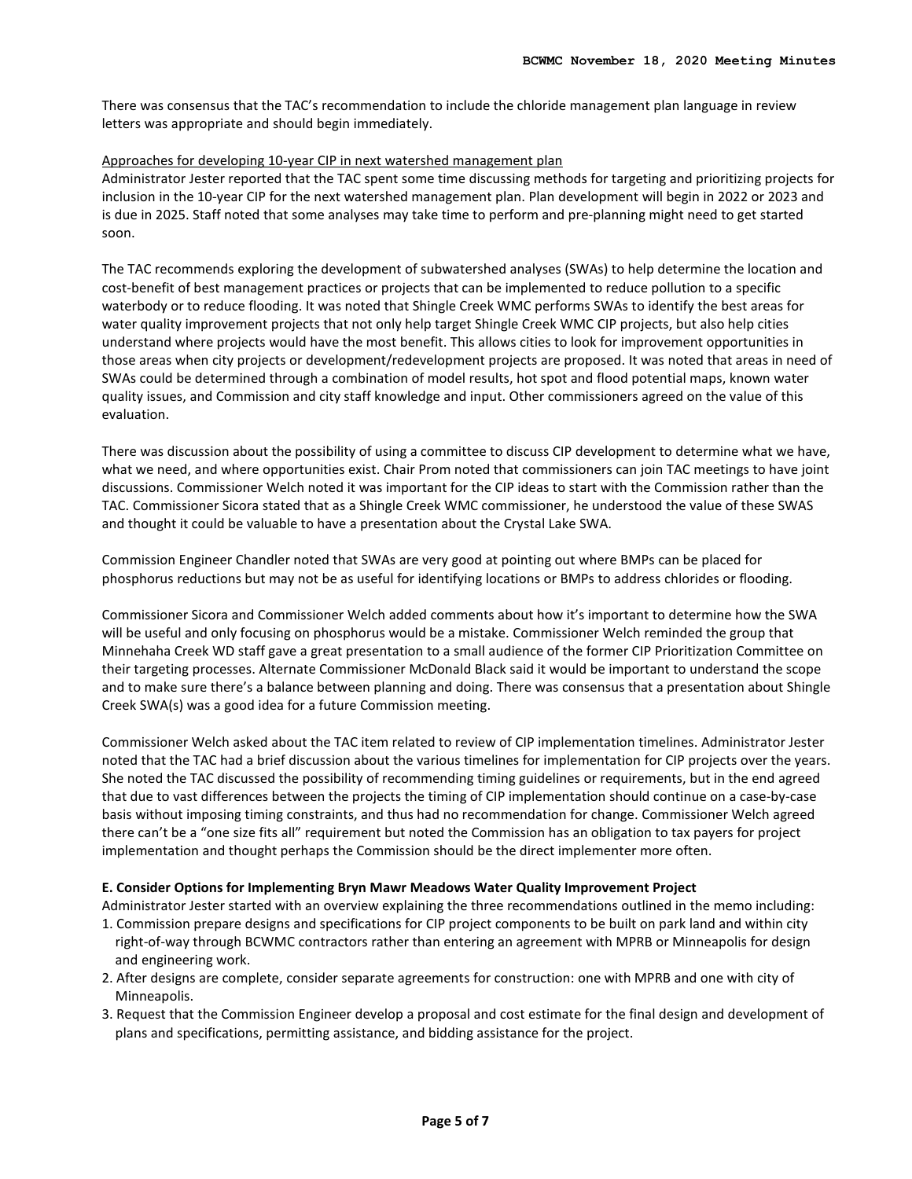There was consensus that the TAC's recommendation to include the chloride management plan language in review letters was appropriate and should begin immediately.

Approaches for developing 10-year CIP in next watershed management plan

Administrator Jester reported that the TAC spent some time discussing methods for targeting and prioritizing projects for inclusion in the 10-year CIP for the next watershed management plan. Plan development will begin in 2022 or 2023 and is due in 2025. Staff noted that some analyses may take time to perform and pre-planning might need to get started soon.

The TAC recommends exploring the development of subwatershed analyses (SWAs) to help determine the location and cost-benefit of best management practices or projects that can be implemented to reduce pollution to a specific waterbody or to reduce flooding. It was noted that Shingle Creek WMC performs SWAs to identify the best areas for water quality improvement projects that not only help target Shingle Creek WMC CIP projects, but also help cities understand where projects would have the most benefit. This allows cities to look for improvement opportunities in those areas when city projects or development/redevelopment projects are proposed. It was noted that areas in need of SWAs could be determined through a combination of model results, hot spot and flood potential maps, known water quality issues, and Commission and city staff knowledge and input. Other commissioners agreed on the value of this evaluation.

There was discussion about the possibility of using a committee to discuss CIP development to determine what we have, what we need, and where opportunities exist. Chair Prom noted that commissioners can join TAC meetings to have joint discussions. Commissioner Welch noted it was important for the CIP ideas to start with the Commission rather than the TAC. Commissioner Sicora stated that as a Shingle Creek WMC commissioner, he understood the value of these SWAS and thought it could be valuable to have a presentation about the Crystal Lake SWA.

Commission Engineer Chandler noted that SWAs are very good at pointing out where BMPs can be placed for phosphorus reductions but may not be as useful for identifying locations or BMPs to address chlorides or flooding.

Commissioner Sicora and Commissioner Welch added comments about how it's important to determine how the SWA will be useful and only focusing on phosphorus would be a mistake. Commissioner Welch reminded the group that Minnehaha Creek WD staff gave a great presentation to a small audience of the former CIP Prioritization Committee on their targeting processes. Alternate Commissioner McDonald Black said it would be important to understand the scope and to make sure there's a balance between planning and doing. There was consensus that a presentation about Shingle Creek SWA(s) was a good idea for a future Commission meeting.

Commissioner Welch asked about the TAC item related to review of CIP implementation timelines. Administrator Jester noted that the TAC had a brief discussion about the various timelines for implementation for CIP projects over the years. She noted the TAC discussed the possibility of recommending timing guidelines or requirements, but in the end agreed that due to vast differences between the projects the timing of CIP implementation should continue on a case-by-case basis without imposing timing constraints, and thus had no recommendation for change. Commissioner Welch agreed there can't be a "one size fits all" requirement but noted the Commission has an obligation to tax payers for project implementation and thought perhaps the Commission should be the direct implementer more often.

**E. Consider Options for Implementing Bryn Mawr Meadows Water Quality Improvement Project**

Administrator Jester started with an overview explaining the three recommendations outlined in the memo including:

1. Commission prepare designs and specifications for CIP project components to be built on park land and within city right-of-way through BCWMC contractors rather than entering an agreement with MPRB or Minneapolis for design and engineering work.
2. After designs are complete, consider separate agreements for construction: one with MPRB and one with city of Minneapolis.
3. Request that the Commission Engineer develop a proposal and cost estimate for the final design and development of plans and specifications, permitting assistance, and bidding assistance for the project.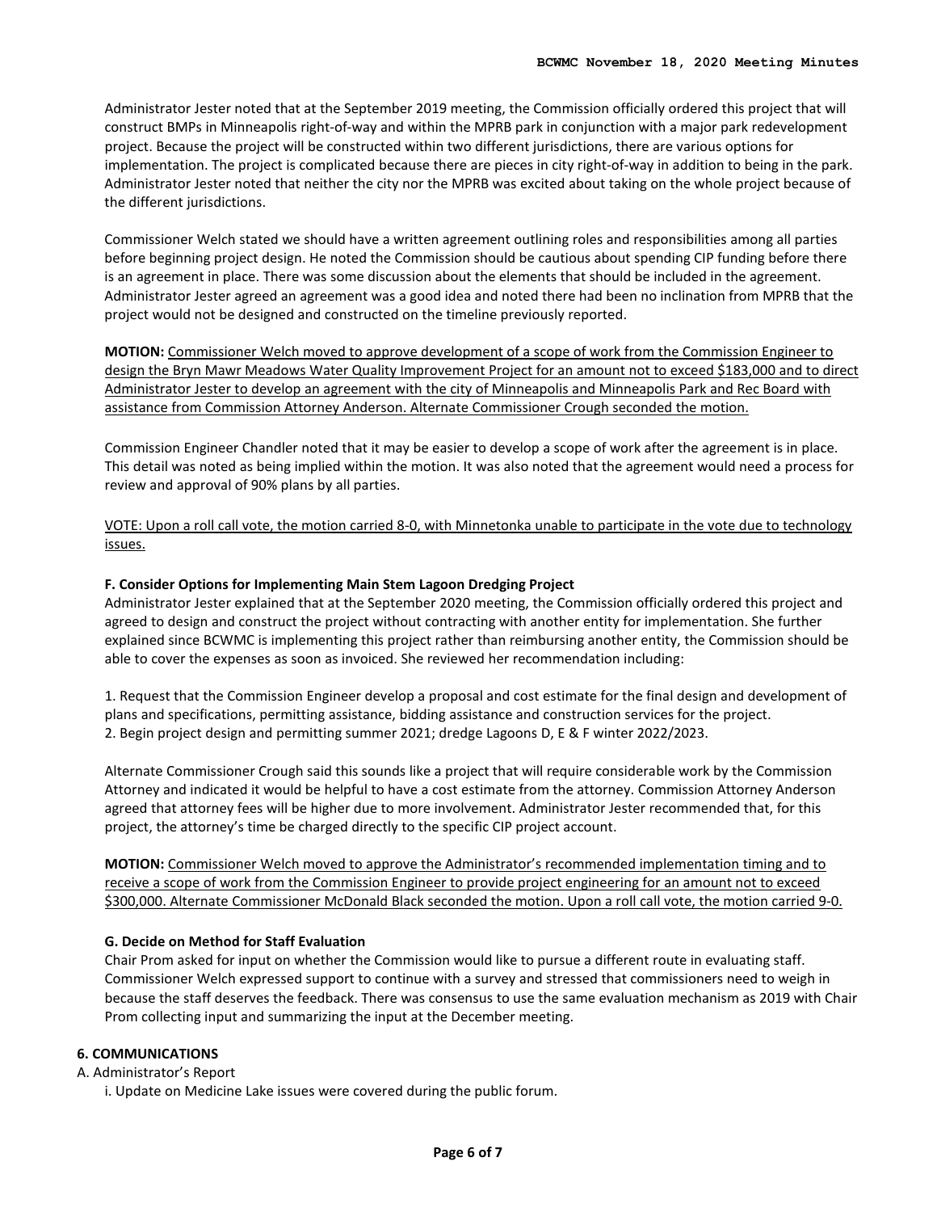Administrator Jester noted that at the September 2019 meeting, the Commission officially ordered this project that will construct BMPs in Minneapolis right-of-way and within the MPRB park in conjunction with a major park redevelopment project. Because the project will be constructed within two different jurisdictions, there are various options for implementation. The project is complicated because there are pieces in city right-of-way in addition to being in the park. Administrator Jester noted that neither the city nor the MPRB was excited about taking on the whole project because of the different jurisdictions.

Commissioner Welch stated we should have a written agreement outlining roles and responsibilities among all parties before beginning project design. He noted the Commission should be cautious about spending CIP funding before there is an agreement in place. There was some discussion about the elements that should be included in the agreement. Administrator Jester agreed an agreement was a good idea and noted there had been no inclination from MPRB that the project would not be designed and constructed on the timeline previously reported.

**MOTION:** Commissioner Welch moved to approve development of a scope of work from the Commission Engineer to design the Bryn Mawr Meadows Water Quality Improvement Project for an amount not to exceed $183,000 and to direct Administrator Jester to develop an agreement with the city of Minneapolis and Minneapolis Park and Rec Board with assistance from Commission Attorney Anderson. Alternate Commissioner Crough seconded the motion.

Commission Engineer Chandler noted that it may be easier to develop a scope of work after the agreement is in place. This detail was noted as being implied within the motion. It was also noted that the agreement would need a process for review and approval of 90% plans by all parties.

VOTE: Upon a roll call vote, the motion carried 8-0, with Minnetonka unable to participate in the vote due to technology issues.

**F. Consider Options for Implementing Main Stem Lagoon Dredging Project**

Administrator Jester explained that at the September 2020 meeting, the Commission officially ordered this project and agreed to design and construct the project without contracting with another entity for implementation. She further explained since BCWMC is implementing this project rather than reimbursing another entity, the Commission should be able to cover the expenses as soon as invoiced. She reviewed her recommendation including:

1. Request that the Commission Engineer develop a proposal and cost estimate for the final design and development of plans and specifications, permitting assistance, bidding assistance and construction services for the project.
2. Begin project design and permitting summer 2021; dredge Lagoons D, E & F winter 2022/2023.

Alternate Commissioner Crough said this sounds like a project that will require considerable work by the Commission Attorney and indicated it would be helpful to have a cost estimate from the attorney. Commission Attorney Anderson agreed that attorney fees will be higher due to more involvement. Administrator Jester recommended that, for this project, the attorney's time be charged directly to the specific CIP project account.

**MOTION:** Commissioner Welch moved to approve the Administrator's recommended implementation timing and to receive a scope of work from the Commission Engineer to provide project engineering for an amount not to exceed $300,000. Alternate Commissioner McDonald Black seconded the motion. Upon a roll call vote, the motion carried 9-0.

**G. Decide on Method for Staff Evaluation**

Chair Prom asked for input on whether the Commission would like to pursue a different route in evaluating staff. Commissioner Welch expressed support to continue with a survey and stressed that commissioners need to weigh in because the staff deserves the feedback. There was consensus to use the same evaluation mechanism as 2019 with Chair Prom collecting input and summarizing the input at the December meeting.

**6. COMMUNICATIONS**

A. Administrator's Report

i. Update on Medicine Lake issues were covered during the public forum.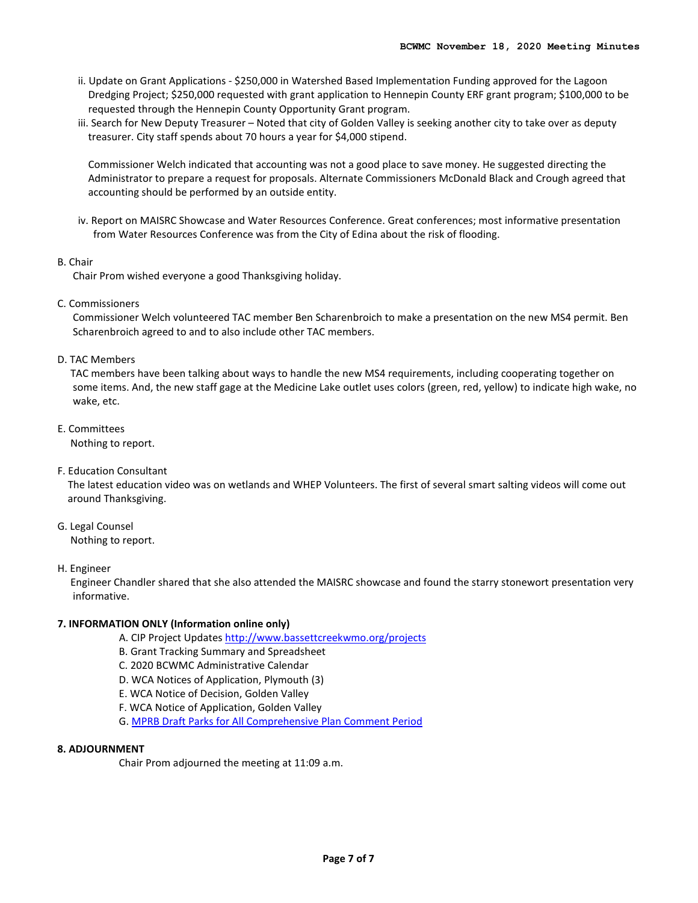ii. Update on Grant Applications - $250,000 in Watershed Based Implementation Funding approved for the Lagoon Dredging Project; $250,000 requested with grant application to Hennepin County ERF grant program; $100,000 to be requested through the Hennepin County Opportunity Grant program.

iii. Search for New Deputy Treasurer – Noted that city of Golden Valley is seeking another city to take over as deputy treasurer. City staff spends about 70 hours a year for $4,000 stipend.

Commissioner Welch indicated that accounting was not a good place to save money. He suggested directing the Administrator to prepare a request for proposals. Alternate Commissioners McDonald Black and Crough agreed that accounting should be performed by an outside entity.

iv. Report on MAISRC Showcase and Water Resources Conference. Great conferences; most informative presentation from Water Resources Conference was from the City of Edina about the risk of flooding.

B. Chair

Chair Prom wished everyone a good Thanksgiving holiday.

C. Commissioners

Commissioner Welch volunteered TAC member Ben Scharenbroich to make a presentation on the new MS4 permit. Ben Scharenbroich agreed to and to also include other TAC members.

D. TAC Members

TAC members have been talking about ways to handle the new MS4 requirements, including cooperating together on some items. And, the new staff gage at the Medicine Lake outlet uses colors (green, red, yellow) to indicate high wake, no wake, etc.

E. Committees

Nothing to report.

F. Education Consultant

The latest education video was on wetlands and WHEP Volunteers. The first of several smart salting videos will come out around Thanksgiving.

G. Legal Counsel

Nothing to report.

H. Engineer

Engineer Chandler shared that she also attended the MAISRC showcase and found the starry stonewort presentation very informative.

**7. INFORMATION ONLY (Information online only)**

A. CIP Project Updates http://www.bassettcreekwmo.org/projects
B. Grant Tracking Summary and Spreadsheet
C. 2020 BCWMC Administrative Calendar
D. WCA Notices of Application, Plymouth (3)
E. WCA Notice of Decision, Golden Valley
F. WCA Notice of Application, Golden Valley
G. MPRB Draft Parks for All Comprehensive Plan Comment Period

**8. ADJOURNMENT**

Chair Prom adjourned the meeting at 11:09 a.m.